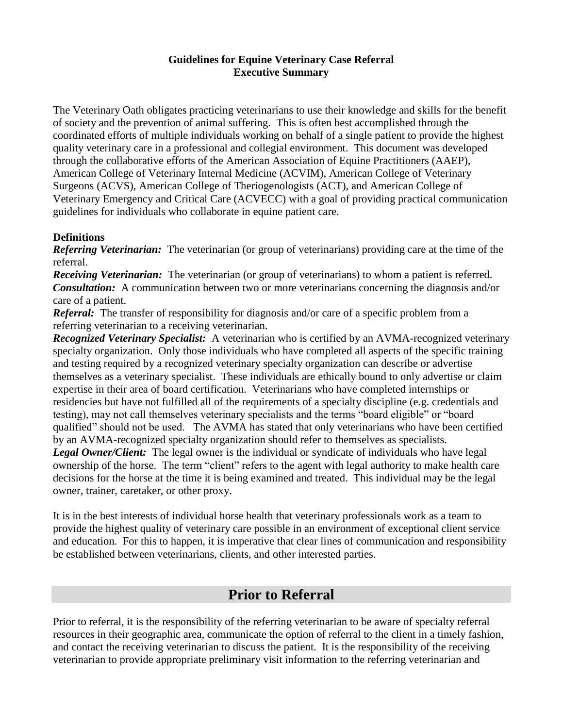# Guidelines for Equine Veterinary Case Referral
## Executive Summary

The Veterinary Oath obligates practicing veterinarians to use their knowledge and skills for the benefit of society and the prevention of animal suffering. This is often best accomplished through the coordinated efforts of multiple individuals working on behalf of a single patient to provide the highest quality veterinary care in a professional and collegial environment. This document was developed through the collaborative efforts of the American Association of Equine Practitioners (AAEP), American College of Veterinary Internal Medicine (ACVIM), American College of Veterinary Surgeons (ACVS), American College of Theriogenologists (ACT), and American College of Veterinary Emergency and Critical Care (ACVECC) with a goal of providing practical communication guidelines for individuals who collaborate in equine patient care.

**Definitions**

***Referring Veterinarian:*** The veterinarian (or group of veterinarians) providing care at the time of the referral.

***Receiving Veterinarian:*** The veterinarian (or group of veterinarians) to whom a patient is referred.

***Consultation:*** A communication between two or more veterinarians concerning the diagnosis and/or care of a patient.

***Referral:*** The transfer of responsibility for diagnosis and/or care of a specific problem from a referring veterinarian to a receiving veterinarian.

***Recognized Veterinary Specialist:*** A veterinarian who is certified by an AVMA-recognized veterinary specialty organization. Only those individuals who have completed all aspects of the specific training and testing required by a recognized veterinary specialty organization can describe or advertise themselves as a veterinary specialist. These individuals are ethically bound to only advertise or claim expertise in their area of board certification. Veterinarians who have completed internships or residencies but have not fulfilled all of the requirements of a specialty discipline (e.g. credentials and testing), may not call themselves veterinary specialists and the terms "board eligible" or "board qualified" should not be used. The AVMA has stated that only veterinarians who have been certified by an AVMA-recognized specialty organization should refer to themselves as specialists.

***Legal Owner/Client:*** The legal owner is the individual or syndicate of individuals who have legal ownership of the horse. The term "client" refers to the agent with legal authority to make health care decisions for the horse at the time it is being examined and treated. This individual may be the legal owner, trainer, caretaker, or other proxy.

It is in the best interests of individual horse health that veterinary professionals work as a team to provide the highest quality of veterinary care possible in an environment of exceptional client service and education. For this to happen, it is imperative that clear lines of communication and responsibility be established between veterinarians, clients, and other interested parties.

## Prior to Referral

Prior to referral, it is the responsibility of the referring veterinarian to be aware of specialty referral resources in their geographic area, communicate the option of referral to the client in a timely fashion, and contact the receiving veterinarian to discuss the patient. It is the responsibility of the receiving veterinarian to provide appropriate preliminary visit information to the referring veterinarian and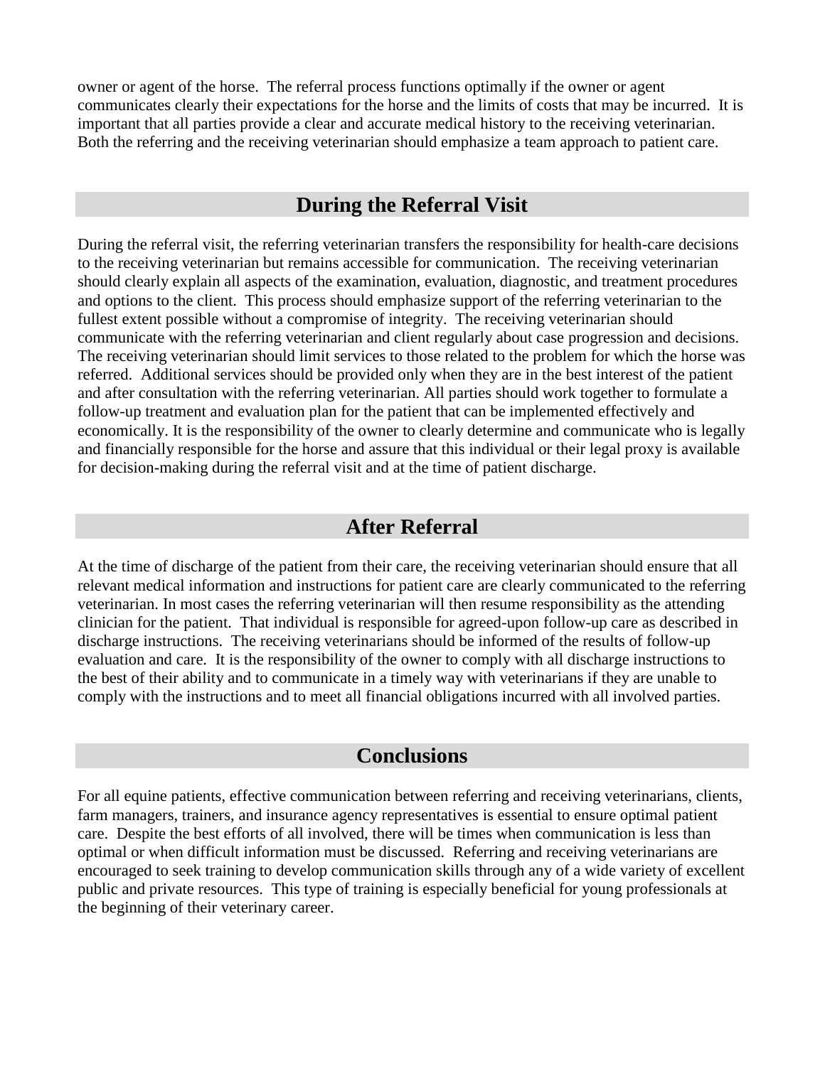owner or agent of the horse. The referral process functions optimally if the owner or agent communicates clearly their expectations for the horse and the limits of costs that may be incurred. It is important that all parties provide a clear and accurate medical history to the receiving veterinarian. Both the referring and the receiving veterinarian should emphasize a team approach to patient care.

## During the Referral Visit

During the referral visit, the referring veterinarian transfers the responsibility for health-care decisions to the receiving veterinarian but remains accessible for communication. The receiving veterinarian should clearly explain all aspects of the examination, evaluation, diagnostic, and treatment procedures and options to the client. This process should emphasize support of the referring veterinarian to the fullest extent possible without a compromise of integrity. The receiving veterinarian should communicate with the referring veterinarian and client regularly about case progression and decisions. The receiving veterinarian should limit services to those related to the problem for which the horse was referred. Additional services should be provided only when they are in the best interest of the patient and after consultation with the referring veterinarian. All parties should work together to formulate a follow-up treatment and evaluation plan for the patient that can be implemented effectively and economically. It is the responsibility of the owner to clearly determine and communicate who is legally and financially responsible for the horse and assure that this individual or their legal proxy is available for decision-making during the referral visit and at the time of patient discharge.

## After Referral

At the time of discharge of the patient from their care, the receiving veterinarian should ensure that all relevant medical information and instructions for patient care are clearly communicated to the referring veterinarian. In most cases the referring veterinarian will then resume responsibility as the attending clinician for the patient. That individual is responsible for agreed-upon follow-up care as described in discharge instructions. The receiving veterinarians should be informed of the results of follow-up evaluation and care. It is the responsibility of the owner to comply with all discharge instructions to the best of their ability and to communicate in a timely way with veterinarians if they are unable to comply with the instructions and to meet all financial obligations incurred with all involved parties.

## Conclusions

For all equine patients, effective communication between referring and receiving veterinarians, clients, farm managers, trainers, and insurance agency representatives is essential to ensure optimal patient care. Despite the best efforts of all involved, there will be times when communication is less than optimal or when difficult information must be discussed. Referring and receiving veterinarians are encouraged to seek training to develop communication skills through any of a wide variety of excellent public and private resources. This type of training is especially beneficial for young professionals at the beginning of their veterinary career.